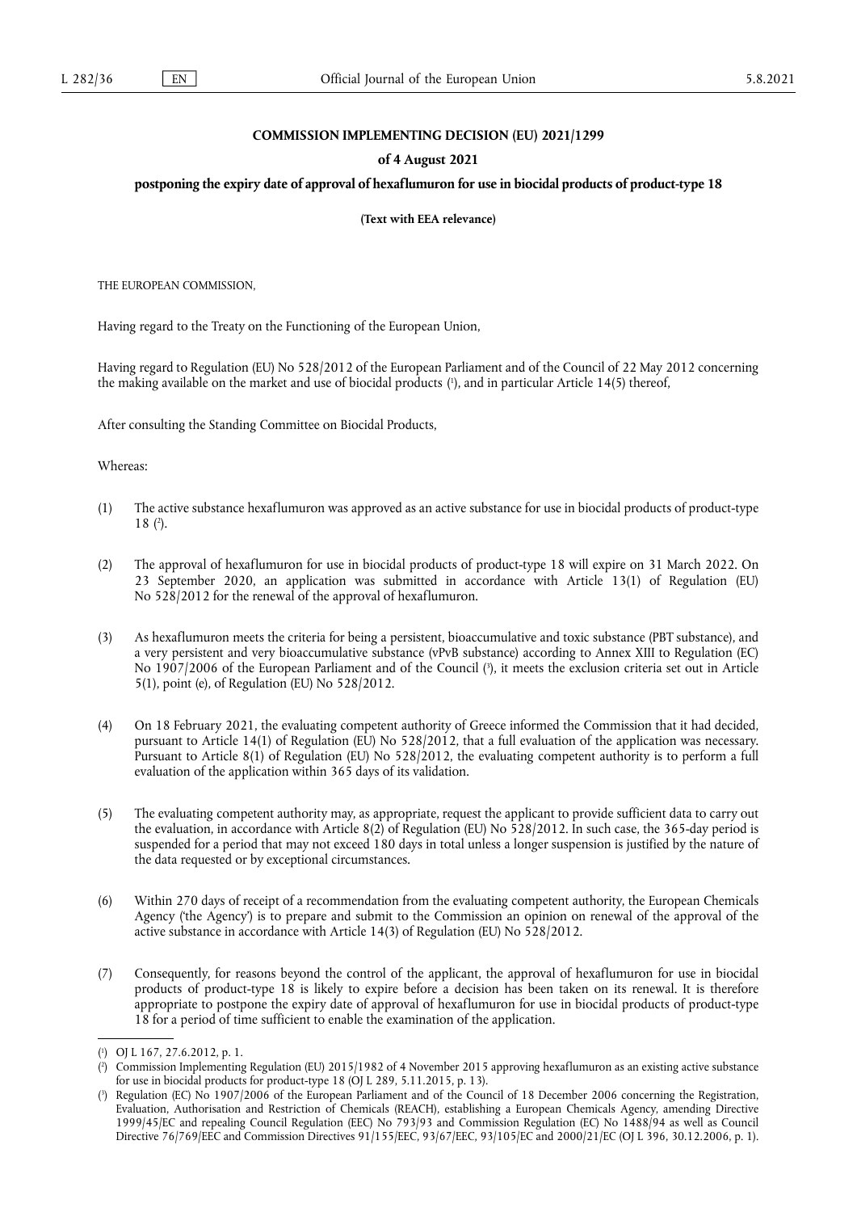**COMMISSION IMPLEMENTING DECISION (EU) 2021/1299**

**of 4 August 2021**

**postponing the expiry date of approval of hexaflumuron for use in biocidal products of product-type 18**

**(Text with EEA relevance)**

THE EUROPEAN COMMISSION,

Having regard to the Treaty on the Functioning of the European Union,

Having regard to Regulation (EU) No 528/2012 of the European Parliament and of the Council of 22 May 2012 concerning the making available on the market and use of biocidal products ([1]), and in particular Article 14(5) thereof,

After consulting the Standing Committee on Biocidal Products,

Whereas:

(1) The active substance hexaflumuron was approved as an active substance for use in biocidal products of product-type 18 ([2]).

(2) The approval of hexaflumuron for use in biocidal products of product-type 18 will expire on 31 March 2022. On 23 September 2020, an application was submitted in accordance with Article 13(1) of Regulation (EU) No 528/2012 for the renewal of the approval of hexaflumuron.

(3) As hexaflumuron meets the criteria for being a persistent, bioaccumulative and toxic substance (PBT substance), and a very persistent and very bioaccumulative substance (vPvB substance) according to Annex XIII to Regulation (EC) No 1907/2006 of the European Parliament and of the Council ([3]), it meets the exclusion criteria set out in Article 5(1), point (e), of Regulation (EU) No 528/2012.

(4) On 18 February 2021, the evaluating competent authority of Greece informed the Commission that it had decided, pursuant to Article 14(1) of Regulation (EU) No 528/2012, that a full evaluation of the application was necessary. Pursuant to Article 8(1) of Regulation (EU) No 528/2012, the evaluating competent authority is to perform a full evaluation of the application within 365 days of its validation.

(5) The evaluating competent authority may, as appropriate, request the applicant to provide sufficient data to carry out the evaluation, in accordance with Article 8(2) of Regulation (EU) No 528/2012. In such case, the 365-day period is suspended for a period that may not exceed 180 days in total unless a longer suspension is justified by the nature of the data requested or by exceptional circumstances.

(6) Within 270 days of receipt of a recommendation from the evaluating competent authority, the European Chemicals Agency ('the Agency') is to prepare and submit to the Commission an opinion on renewal of the approval of the active substance in accordance with Article 14(3) of Regulation (EU) No 528/2012.

(7) Consequently, for reasons beyond the control of the applicant, the approval of hexaflumuron for use in biocidal products of product-type 18 is likely to expire before a decision has been taken on its renewal. It is therefore appropriate to postpone the expiry date of approval of hexaflumuron for use in biocidal products of product-type 18 for a period of time sufficient to enable the examination of the application.

---

([1]) OJ L 167, 27.6.2012, p. 1.

([2]) Commission Implementing Regulation (EU) 2015/1982 of 4 November 2015 approving hexaflumuron as an existing active substance for use in biocidal products for product-type 18 (OJ L 289, 5.11.2015, p. 13).

([3]) Regulation (EC) No 1907/2006 of the European Parliament and of the Council of 18 December 2006 concerning the Registration, Evaluation, Authorisation and Restriction of Chemicals (REACH), establishing a European Chemicals Agency, amending Directive 1999/45/EC and repealing Council Regulation (EEC) No 793/93 and Commission Regulation (EC) No 1488/94 as well as Council Directive 76/769/EEC and Commission Directives 91/155/EEC, 93/67/EEC, 93/105/EC and 2000/21/EC (OJ L 396, 30.12.2006, p. 1).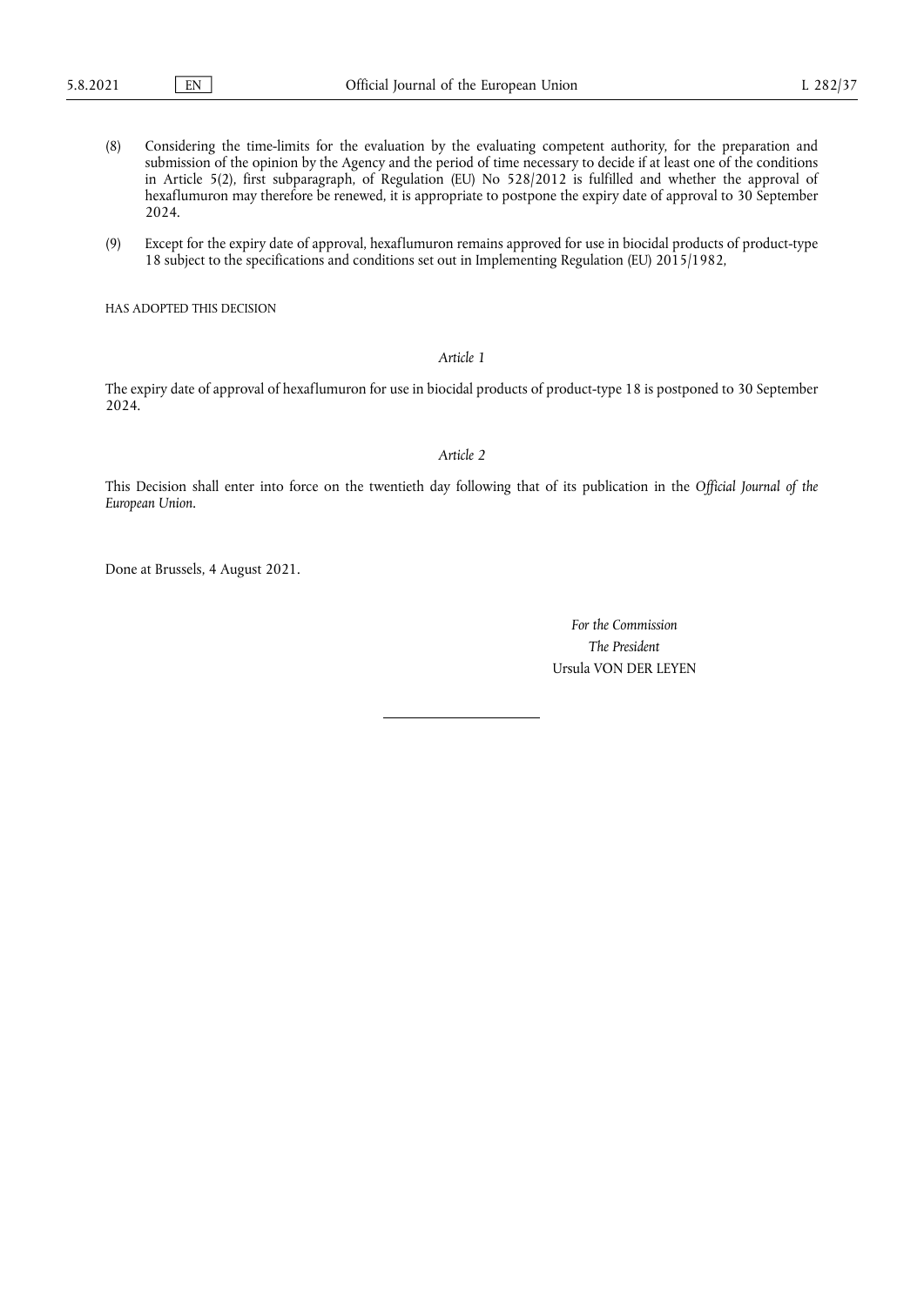(8) Considering the time-limits for the evaluation by the evaluating competent authority, for the preparation and submission of the opinion by the Agency and the period of time necessary to decide if at least one of the conditions in Article 5(2), first subparagraph, of Regulation (EU) No 528/2012 is fulfilled and whether the approval of hexaflumuron may therefore be renewed, it is appropriate to postpone the expiry date of approval to 30 September 2024.

(9) Except for the expiry date of approval, hexaflumuron remains approved for use in biocidal products of product-type 18 subject to the specifications and conditions set out in Implementing Regulation (EU) 2015/1982,

HAS ADOPTED THIS DECISION

*Article 1*

The expiry date of approval of hexaflumuron for use in biocidal products of product-type 18 is postponed to 30 September 2024.

*Article 2*

This Decision shall enter into force on the twentieth day following that of its publication in the *Official Journal of the European Union*.

Done at Brussels, 4 August 2021.

*For the Commission*

*The President*

Ursula VON DER LEYEN